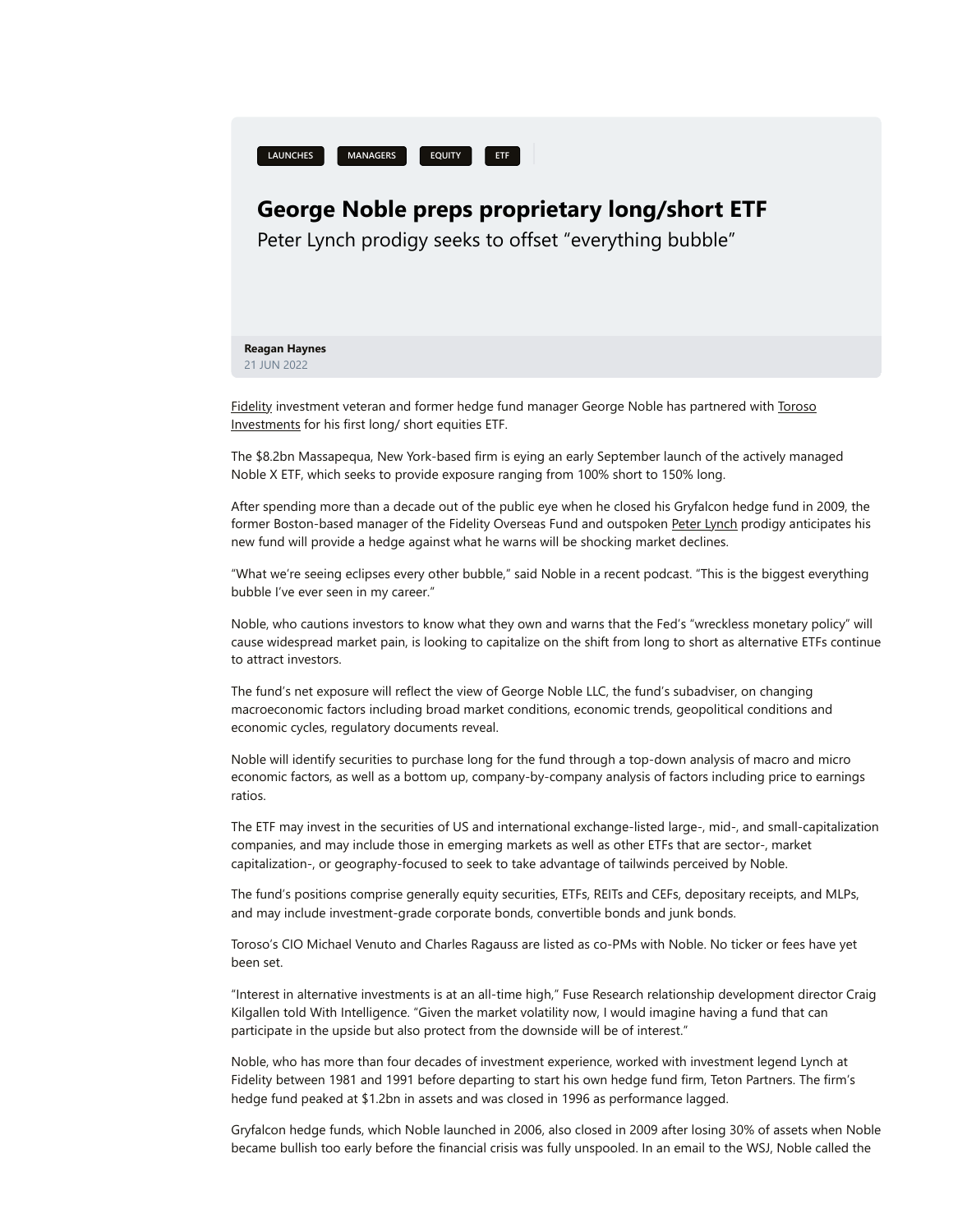LAUNCHES MANAGERS EQUITY ETF

# George Noble preps proprietary long/short ETF

Peter Lynch prodigy seeks to offset "everything bubble"

**Reagan Haynes**
21 JUN 2022

Fidelity investment veteran and former hedge fund manager George Noble has partnered with Toroso Investments for his first long/ short equities ETF.

The $8.2bn Massapequa, New York-based firm is eying an early September launch of the actively managed Noble X ETF, which seeks to provide exposure ranging from 100% short to 150% long.

After spending more than a decade out of the public eye when he closed his Gryfalcon hedge fund in 2009, the former Boston-based manager of the Fidelity Overseas Fund and outspoken Peter Lynch prodigy anticipates his new fund will provide a hedge against what he warns will be shocking market declines.

"What we're seeing eclipses every other bubble," said Noble in a recent podcast. "This is the biggest everything bubble I've ever seen in my career."

Noble, who cautions investors to know what they own and warns that the Fed's "wreckless monetary policy" will cause widespread market pain, is looking to capitalize on the shift from long to short as alternative ETFs continue to attract investors.

The fund's net exposure will reflect the view of George Noble LLC, the fund's subadviser, on changing macroeconomic factors including broad market conditions, economic trends, geopolitical conditions and economic cycles, regulatory documents reveal.

Noble will identify securities to purchase long for the fund through a top-down analysis of macro and micro economic factors, as well as a bottom up, company-by-company analysis of factors including price to earnings ratios.

The ETF may invest in the securities of US and international exchange-listed large-, mid-, and small-capitalization companies, and may include those in emerging markets as well as other ETFs that are sector-, market capitalization-, or geography-focused to seek to take advantage of tailwinds perceived by Noble.

The fund's positions comprise generally equity securities, ETFs, REITs and CEFs, depositary receipts, and MLPs, and may include investment-grade corporate bonds, convertible bonds and junk bonds.

Toroso's CIO Michael Venuto and Charles Ragauss are listed as co-PMs with Noble. No ticker or fees have yet been set.

"Interest in alternative investments is at an all-time high," Fuse Research relationship development director Craig Kilgallen told With Intelligence. "Given the market volatility now, I would imagine having a fund that can participate in the upside but also protect from the downside will be of interest."

Noble, who has more than four decades of investment experience, worked with investment legend Lynch at Fidelity between 1981 and 1991 before departing to start his own hedge fund firm, Teton Partners. The firm's hedge fund peaked at $1.2bn in assets and was closed in 1996 as performance lagged.

Gryfalcon hedge funds, which Noble launched in 2006, also closed in 2009 after losing 30% of assets when Noble became bullish too early before the financial crisis was fully unspooled. In an email to the WSJ, Noble called the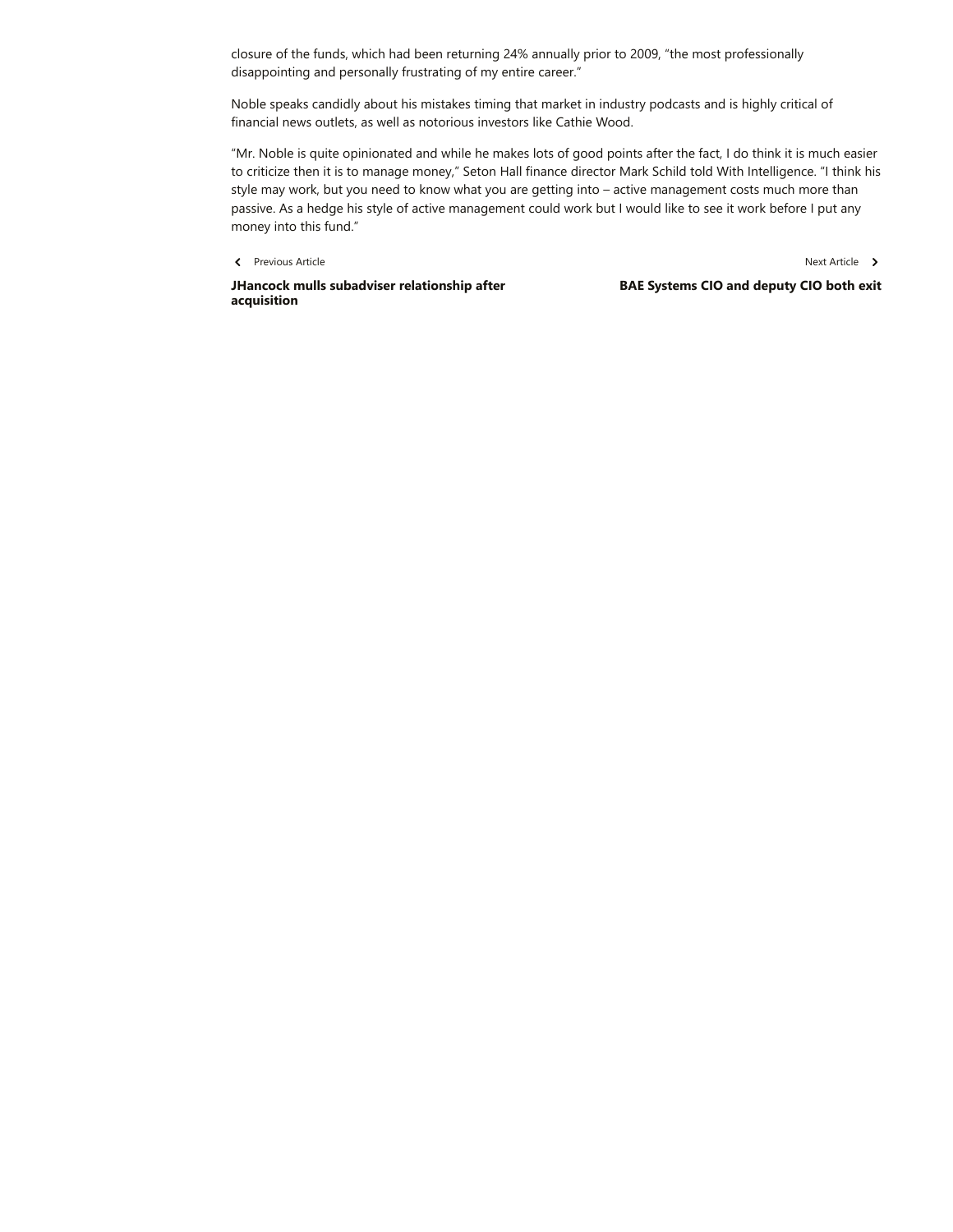closure of the funds, which had been returning 24% annually prior to 2009, "the most professionally disappointing and personally frustrating of my entire career."

Noble speaks candidly about his mistakes timing that market in industry podcasts and is highly critical of financial news outlets, as well as notorious investors like Cathie Wood.

"Mr. Noble is quite opinionated and while he makes lots of good points after the fact, I do think it is much easier to criticize then it is to manage money," Seton Hall finance director Mark Schild told With Intelligence. "I think his style may work, but you need to know what you are getting into – active management costs much more than passive. As a hedge his style of active management could work but I would like to see it work before I put any money into this fund."

Previous Article

**JHancock mulls subadviser relationship after acquisition**

Next Article

**BAE Systems CIO and deputy CIO both exit**